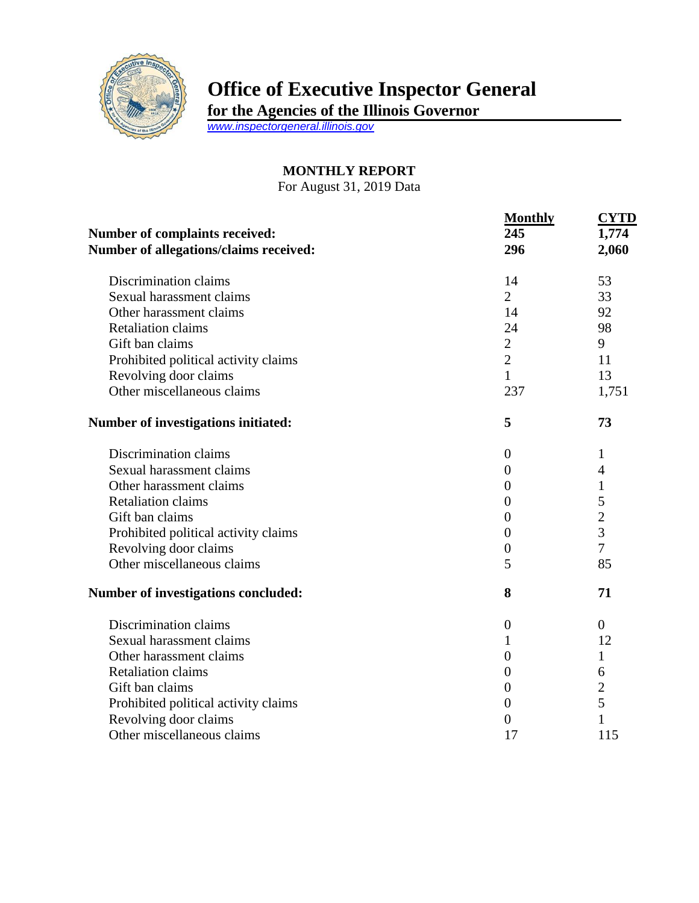# Office of Executive Inspector General

**for the Agencies of the Illinois Governor**

www.inspectorgeneral.illinois.gov

## MONTHLY REPORT

For August 31, 2019 Data

| | Monthly | CYTD |
|---|---|---|
| **Number of complaints received:** | **245** | **1,774** |
| **Number of allegations/claims received:** | **296** | **2,060** |
| Discrimination claims | 14 | 53 |
| Sexual harassment claims | 2 | 33 |
| Other harassment claims | 14 | 92 |
| Retaliation claims | 24 | 98 |
| Gift ban claims | 2 | 9 |
| Prohibited political activity claims | 2 | 11 |
| Revolving door claims | 1 | 13 |
| Other miscellaneous claims | 237 | 1,751 |
| **Number of investigations initiated:** | **5** | **73** |
| Discrimination claims | 0 | 1 |
| Sexual harassment claims | 0 | 4 |
| Other harassment claims | 0 | 1 |
| Retaliation claims | 0 | 5 |
| Gift ban claims | 0 | 2 |
| Prohibited political activity claims | 0 | 3 |
| Revolving door claims | 0 | 7 |
| Other miscellaneous claims | 5 | 85 |
| **Number of investigations concluded:** | **8** | **71** |
| Discrimination claims | 0 | 0 |
| Sexual harassment claims | 1 | 12 |
| Other harassment claims | 0 | 1 |
| Retaliation claims | 0 | 6 |
| Gift ban claims | 0 | 2 |
| Prohibited political activity claims | 0 | 5 |
| Revolving door claims | 0 | 1 |
| Other miscellaneous claims | 17 | 115 |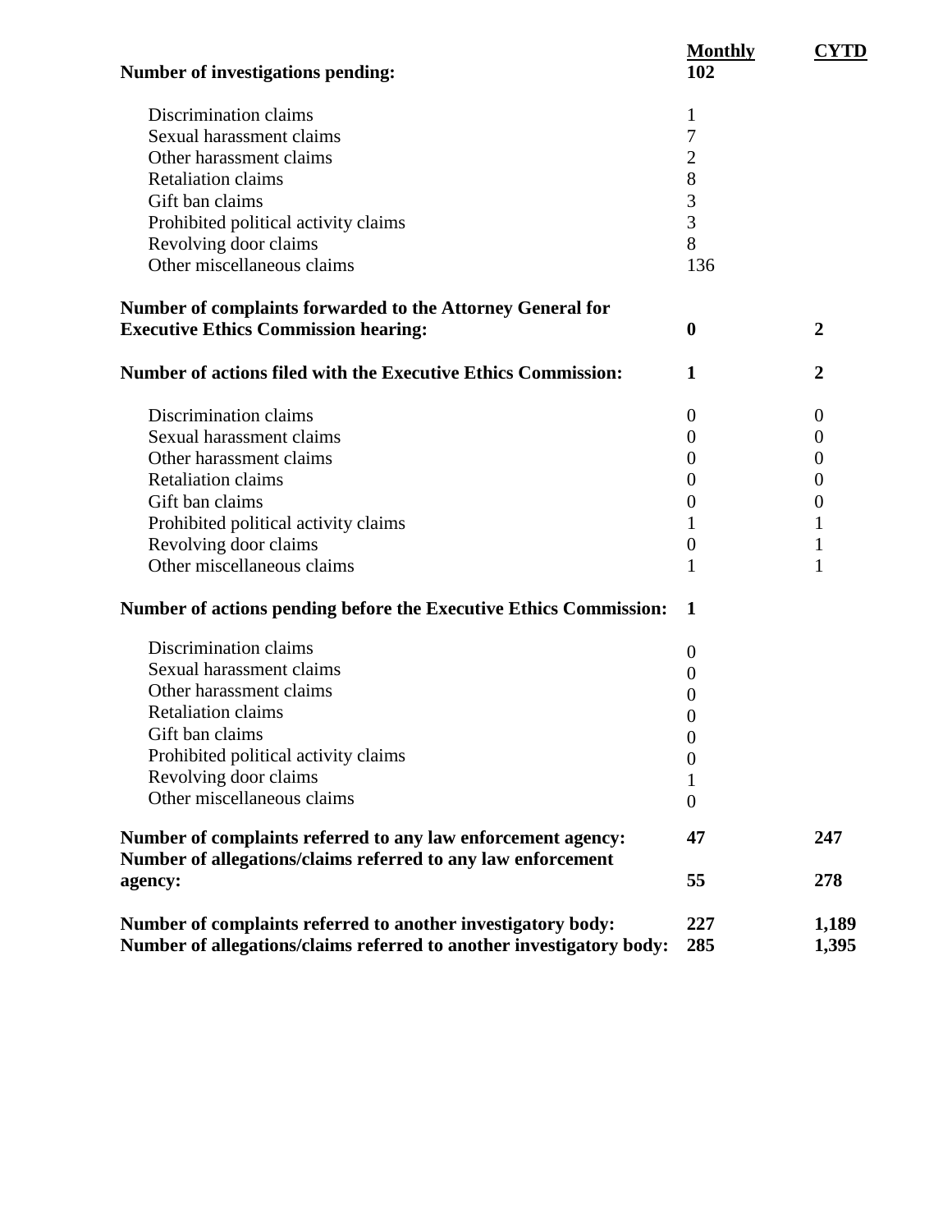| | Monthly | CYTD |
|---|---|---|
| **Number of investigations pending:** | **102** | |
| Discrimination claims | 1 | |
| Sexual harassment claims | 7 | |
| Other harassment claims | 2 | |
| Retaliation claims | 8 | |
| Gift ban claims | 3 | |
| Prohibited political activity claims | 3 | |
| Revolving door claims | 8 | |
| Other miscellaneous claims | 136 | |
| **Number of complaints forwarded to the Attorney General for Executive Ethics Commission hearing:** | **0** | **2** |
| **Number of actions filed with the Executive Ethics Commission:** | **1** | **2** |
| Discrimination claims | 0 | 0 |
| Sexual harassment claims | 0 | 0 |
| Other harassment claims | 0 | 0 |
| Retaliation claims | 0 | 0 |
| Gift ban claims | 0 | 0 |
| Prohibited political activity claims | 1 | 1 |
| Revolving door claims | 0 | 1 |
| Other miscellaneous claims | 1 | 1 |
| **Number of actions pending before the Executive Ethics Commission:** | **1** | |
| Discrimination claims | 0 | |
| Sexual harassment claims | 0 | |
| Other harassment claims | 0 | |
| Retaliation claims | 0 | |
| Gift ban claims | 0 | |
| Prohibited political activity claims | 0 | |
| Revolving door claims | 1 | |
| Other miscellaneous claims | 0 | |
| **Number of complaints referred to any law enforcement agency:** | **47** | **247** |
| **Number of allegations/claims referred to any law enforcement agency:** | **55** | **278** |
| **Number of complaints referred to another investigatory body:** | **227** | **1,189** |
| **Number of allegations/claims referred to another investigatory body:** | **285** | **1,395** |